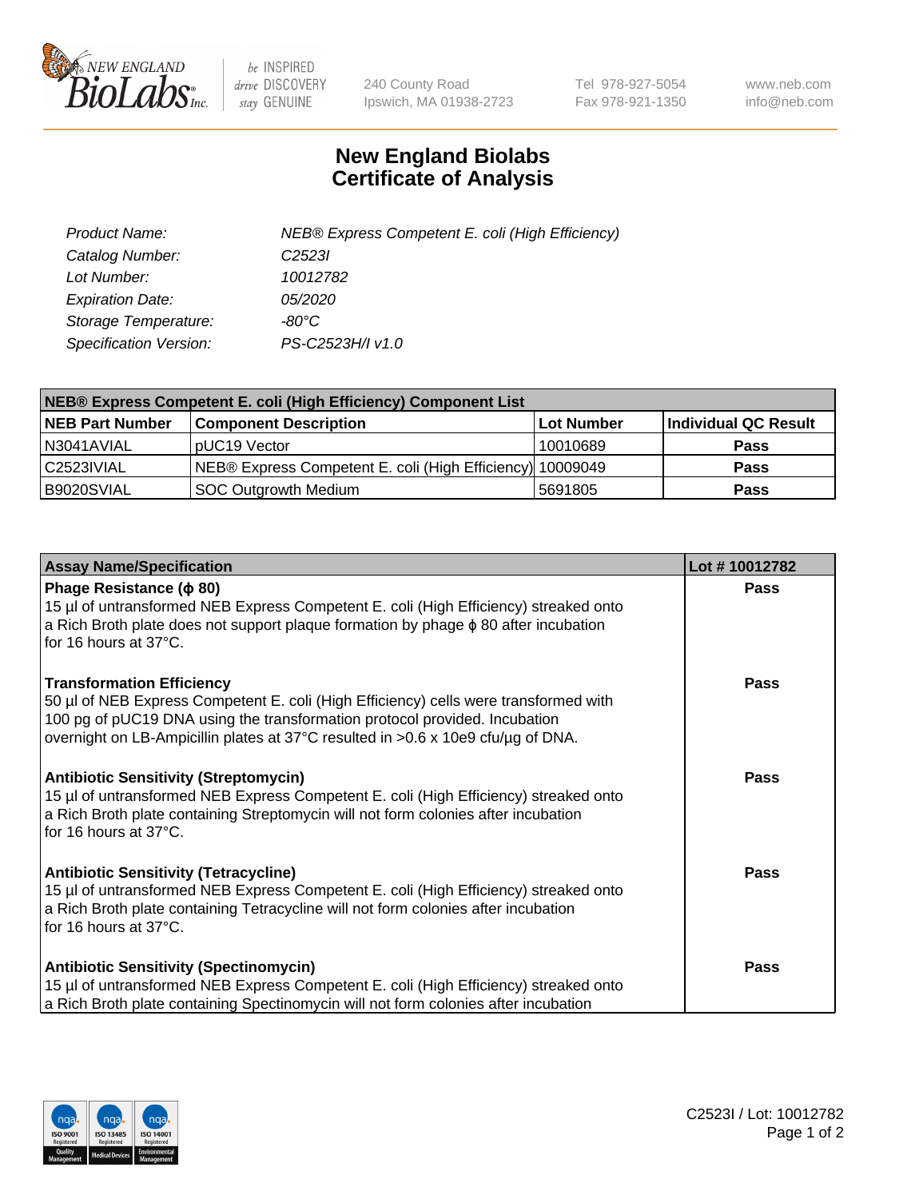# New England Biolabs Certificate of Analysis

| | |
|---|---|
| *Product Name:* | *NEB® Express Competent E. coli (High Efficiency)* |
| *Catalog Number:* | *C2523I* |
| *Lot Number:* | *10012782* |
| *Expiration Date:* | *05/2020* |
| *Storage Temperature:* | *-80°C* |
| *Specification Version:* | *PS-C2523H/I v1.0* |

| NEB® Express Competent E. coli (High Efficiency) Component List | | | |
|---|---|---|---|
| **NEB Part Number** | **Component Description** | **Lot Number** | **Individual QC Result** |
| N3041AVIAL | pUC19 Vector | 10010689 | **Pass** |
| C2523IVIAL | NEB® Express Competent E. coli (High Efficiency) | 10009049 | **Pass** |
| B9020SVIAL | SOC Outgrowth Medium | 5691805 | **Pass** |

| Assay Name/Specification | Lot # 10012782 |
|---|---|
| **Phage Resistance (ϕ 80)**<br>15 µl of untransformed NEB Express Competent E. coli (High Efficiency) streaked onto a Rich Broth plate does not support plaque formation by phage ϕ 80 after incubation for 16 hours at 37°C. | **Pass** |
| **Transformation Efficiency**<br>50 µl of NEB Express Competent E. coli (High Efficiency) cells were transformed with 100 pg of pUC19 DNA using the transformation protocol provided. Incubation overnight on LB-Ampicillin plates at 37°C resulted in >0.6 x 10e9 cfu/µg of DNA. | **Pass** |
| **Antibiotic Sensitivity (Streptomycin)**<br>15 µl of untransformed NEB Express Competent E. coli (High Efficiency) streaked onto a Rich Broth plate containing Streptomycin will not form colonies after incubation for 16 hours at 37°C. | **Pass** |
| **Antibiotic Sensitivity (Tetracycline)**<br>15 µl of untransformed NEB Express Competent E. coli (High Efficiency) streaked onto a Rich Broth plate containing Tetracycline will not form colonies after incubation for 16 hours at 37°C. | **Pass** |
| **Antibiotic Sensitivity (Spectinomycin)**<br>15 µl of untransformed NEB Express Competent E. coli (High Efficiency) streaked onto a Rich Broth plate containing Spectinomycin will not form colonies after incubation | **Pass** |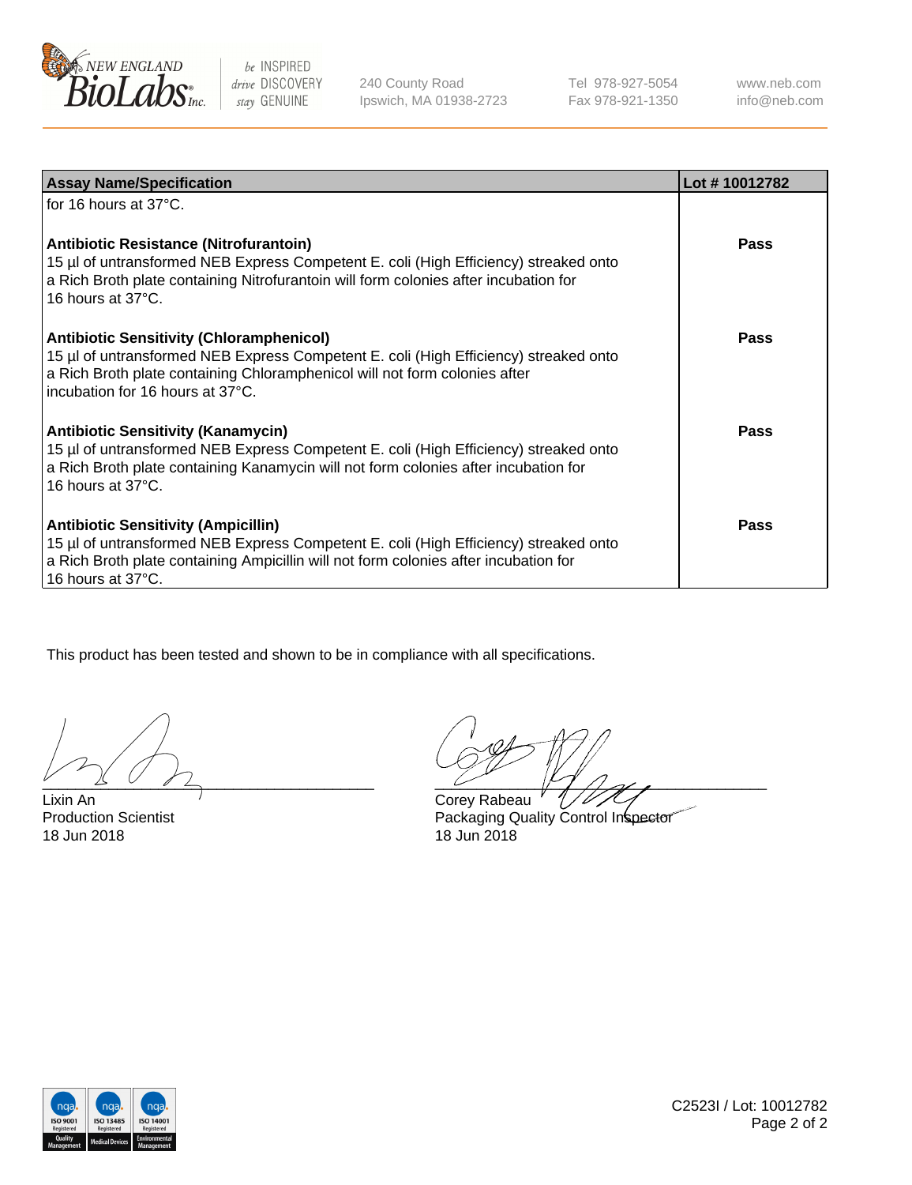| Assay Name/Specification | Lot # 10012782 |
|---|---|
| for 16 hours at 37°C. | |
| **Antibiotic Resistance (Nitrofurantoin)**<br>15 µl of untransformed NEB Express Competent E. coli (High Efficiency) streaked onto a Rich Broth plate containing Nitrofurantoin will form colonies after incubation for 16 hours at 37°C. | **Pass** |
| **Antibiotic Sensitivity (Chloramphenicol)**<br>15 µl of untransformed NEB Express Competent E. coli (High Efficiency) streaked onto a Rich Broth plate containing Chloramphenicol will not form colonies after incubation for 16 hours at 37°C. | **Pass** |
| **Antibiotic Sensitivity (Kanamycin)**<br>15 µl of untransformed NEB Express Competent E. coli (High Efficiency) streaked onto a Rich Broth plate containing Kanamycin will not form colonies after incubation for 16 hours at 37°C. | **Pass** |
| **Antibiotic Sensitivity (Ampicillin)**<br>15 µl of untransformed NEB Express Competent E. coli (High Efficiency) streaked onto a Rich Broth plate containing Ampicillin will not form colonies after incubation for 16 hours at 37°C. | **Pass** |

This product has been tested and shown to be in compliance with all specifications.

Lixin An
Production Scientist
18 Jun 2018

Corey Rabeau
Packaging Quality Control Inspector
18 Jun 2018

C2523I / Lot: 10012782